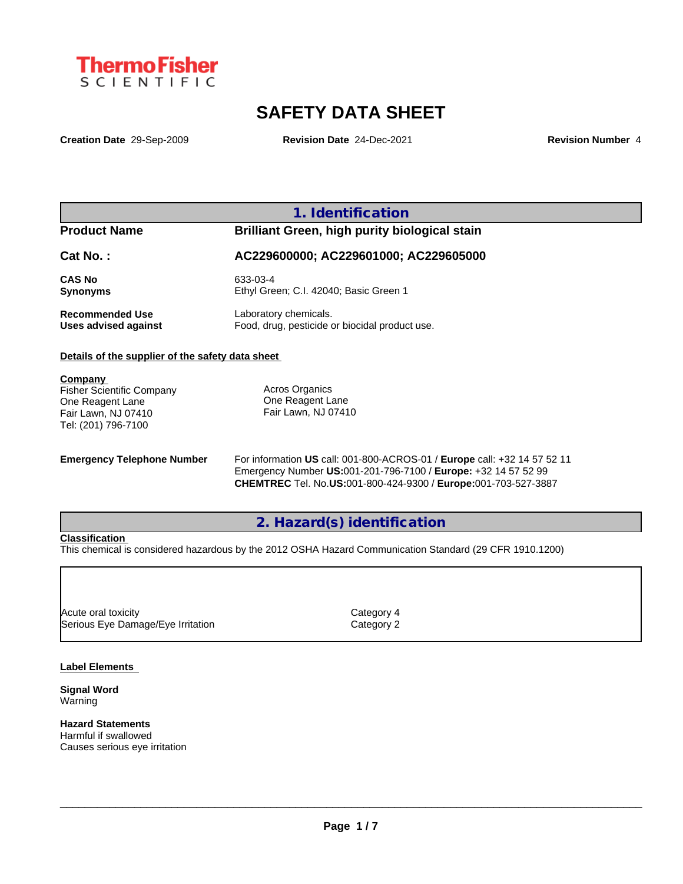ThermoFisher SCIENTIFIC

# SAFETY DATA SHEET

**Creation Date** 29-Sep-2009 **Revision Date** 24-Dec-2021 **Revision Number** 4

## 1. Identification

| | |
|---|---|
| **Product Name** | **Brilliant Green, high purity biological stain** |
| **Cat No. :** | **AC229600000; AC229601000; AC229605000** |
| **CAS No** | 633-03-4 |
| **Synonyms** | Ethyl Green; C.I. 42040; Basic Green 1 |
| **Recommended Use** | Laboratory chemicals. |
| **Uses advised against** | Food, drug, pesticide or biocidal product use. |

**Details of the supplier of the safety data sheet**

**Company**
Fisher Scientific Company
One Reagent Lane
Fair Lawn, NJ 07410
Tel: (201) 796-7100

Acros Organics
One Reagent Lane
Fair Lawn, NJ 07410

**Emergency Telephone Number**
For information **US** call: 001-800-ACROS-01 / **Europe** call: +32 14 57 52 11
Emergency Number **US:**001-201-796-7100 / **Europe:** +32 14 57 52 99
**CHEMTREC** Tel. No.**US:**001-800-424-9300 / **Europe:**001-703-527-3887

## 2. Hazard(s) identification

**Classification**

This chemical is considered hazardous by the 2012 OSHA Hazard Communication Standard (29 CFR 1910.1200)

| | |
|---|---|
| Acute oral toxicity | Category 4 |
| Serious Eye Damage/Eye Irritation | Category 2 |

**Label Elements**

**Signal Word**
Warning

**Hazard Statements**
Harmful if swallowed
Causes serious eye irritation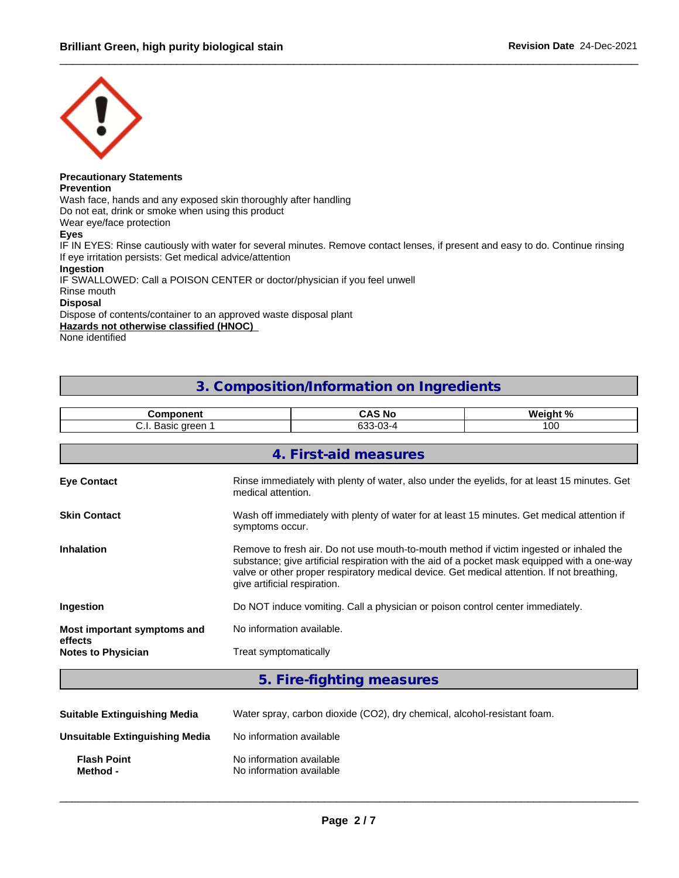**Precautionary Statements**

**Prevention**

Wash face, hands and any exposed skin thoroughly after handling

Do not eat, drink or smoke when using this product

Wear eye/face protection

**Eyes**

IF IN EYES: Rinse cautiously with water for several minutes. Remove contact lenses, if present and easy to do. Continue rinsing

If eye irritation persists: Get medical advice/attention

**Ingestion**

IF SWALLOWED: Call a POISON CENTER or doctor/physician if you feel unwell

Rinse mouth

**Disposal**

Dispose of contents/container to an approved waste disposal plant

**Hazards not otherwise classified (HNOC)**

None identified

## 3. Composition/Information on Ingredients

| Component | CAS No | Weight % |
|---|---|---|
| C.I. Basic green 1 | 633-03-4 | 100 |

## 4. First-aid measures

**Eye Contact**
Rinse immediately with plenty of water, also under the eyelids, for at least 15 minutes. Get medical attention.

**Skin Contact**
Wash off immediately with plenty of water for at least 15 minutes. Get medical attention if symptoms occur.

**Inhalation**
Remove to fresh air. Do not use mouth-to-mouth method if victim ingested or inhaled the substance; give artificial respiration with the aid of a pocket mask equipped with a one-way valve or other proper respiratory medical device. Get medical attention. If not breathing, give artificial respiration.

**Ingestion**
Do NOT induce vomiting. Call a physician or poison control center immediately.

**Most important symptoms and effects**
No information available.

**Notes to Physician**
Treat symptomatically

## 5. Fire-fighting measures

**Suitable Extinguishing Media**
Water spray, carbon dioxide ($CO_2$), dry chemical, alcohol-resistant foam.

**Unsuitable Extinguishing Media**
No information available

**Flash Point**
No information available

**Method -**
No information available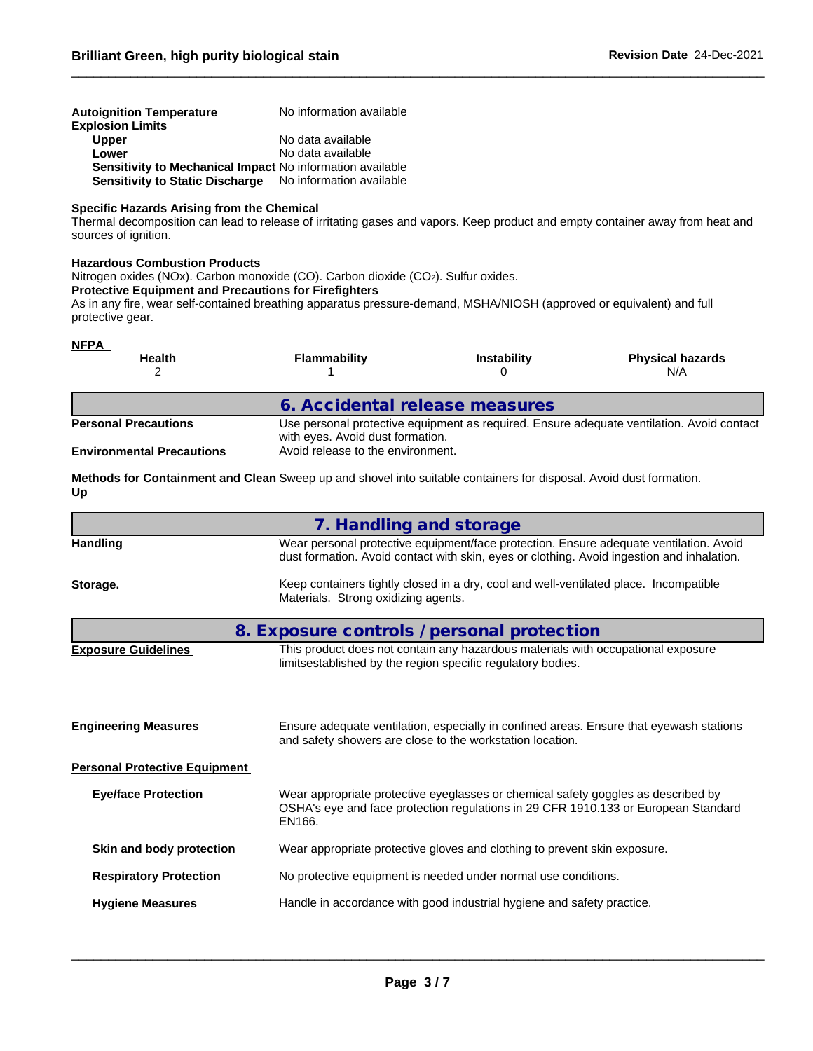**Autoignition Temperature** No information available

**Explosion Limits**

**Upper** No data available

**Lower** No data available

**Sensitivity to Mechanical Impact** No information available

**Sensitivity to Static Discharge** No information available

**Specific Hazards Arising from the Chemical**

Thermal decomposition can lead to release of irritating gases and vapors. Keep product and empty container away from heat and sources of ignition.

**Hazardous Combustion Products**

Nitrogen oxides (NOx). Carbon monoxide (CO). Carbon dioxide ($CO_2$). Sulfur oxides.

**Protective Equipment and Precautions for Firefighters**

As in any fire, wear self-contained breathing apparatus pressure-demand, MSHA/NIOSH (approved or equivalent) and full protective gear.

**NFPA**

| Health | Flammability | Instability | Physical hazards |
|---|---|---|---|
| 2 | 1 | 0 | N/A |

## 6. Accidental release measures

**Personal Precautions** Use personal protective equipment as required. Ensure adequate ventilation. Avoid contact with eyes. Avoid dust formation.

**Environmental Precautions** Avoid release to the environment.

**Methods for Containment and Clean Up** Sweep up and shovel into suitable containers for disposal. Avoid dust formation.

## 7. Handling and storage

**Handling** Wear personal protective equipment/face protection. Ensure adequate ventilation. Avoid dust formation. Avoid contact with skin, eyes or clothing. Avoid ingestion and inhalation.

**Storage.** Keep containers tightly closed in a dry, cool and well-ventilated place. Incompatible Materials. Strong oxidizing agents.

## 8. Exposure controls / personal protection

**Exposure Guidelines** This product does not contain any hazardous materials with occupational exposure limitsestablished by the region specific regulatory bodies.

**Engineering Measures** Ensure adequate ventilation, especially in confined areas. Ensure that eyewash stations and safety showers are close to the workstation location.

**Personal Protective Equipment**

**Eye/face Protection** Wear appropriate protective eyeglasses or chemical safety goggles as described by OSHA's eye and face protection regulations in 29 CFR 1910.133 or European Standard EN166.

**Skin and body protection** Wear appropriate protective gloves and clothing to prevent skin exposure.

**Respiratory Protection** No protective equipment is needed under normal use conditions.

**Hygiene Measures** Handle in accordance with good industrial hygiene and safety practice.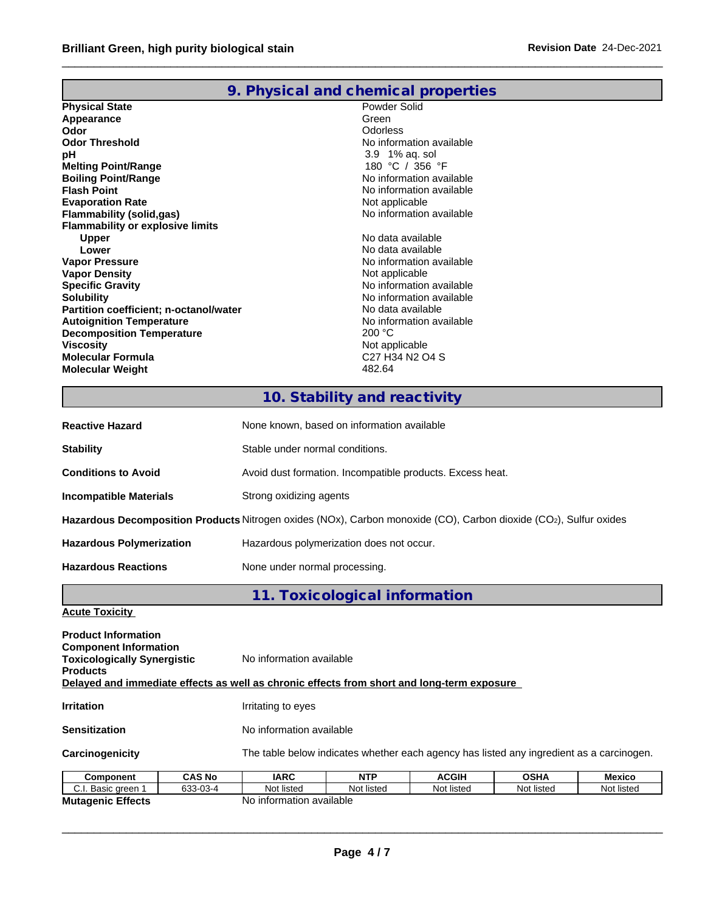## 9. Physical and chemical properties

| | |
|---|---|
| **Physical State** | Powder Solid |
| **Appearance** | Green |
| **Odor** | Odorless |
| **Odor Threshold** | No information available |
| **pH** | 3.9 1% aq. sol |
| **Melting Point/Range** | 180 °C / 356 °F |
| **Boiling Point/Range** | No information available |
| **Flash Point** | No information available |
| **Evaporation Rate** | Not applicable |
| **Flammability (solid,gas)** | No information available |
| **Flammability or explosive limits** | |
| **Upper** | No data available |
| **Lower** | No data available |
| **Vapor Pressure** | No information available |
| **Vapor Density** | Not applicable |
| **Specific Gravity** | No information available |
| **Solubility** | No information available |
| **Partition coefficient; n-octanol/water** | No data available |
| **Autoignition Temperature** | No information available |
| **Decomposition Temperature** | 200 °C |
| **Viscosity** | Not applicable |
| **Molecular Formula** | C27 H34 N2 O4 S |
| **Molecular Weight** | 482.64 |

## 10. Stability and reactivity

| | |
|---|---|
| **Reactive Hazard** | None known, based on information available |
| **Stability** | Stable under normal conditions. |
| **Conditions to Avoid** | Avoid dust formation. Incompatible products. Excess heat. |
| **Incompatible Materials** | Strong oxidizing agents |
| **Hazardous Decomposition Products** | Nitrogen oxides (NOx), Carbon monoxide (CO), Carbon dioxide ($CO_2$), Sulfur oxides |
| **Hazardous Polymerization** | Hazardous polymerization does not occur. |
| **Hazardous Reactions** | None under normal processing. |

## 11. Toxicological information

**Acute Toxicity**

**Product Information**
**Component Information**
**Toxicologically Synergistic Products** No information available

**Delayed and immediate effects as well as chronic effects from short and long-term exposure**

**Irritation** Irritating to eyes

**Sensitization** No information available

**Carcinogenicity** The table below indicates whether each agency has listed any ingredient as a carcinogen.

| Component | CAS No | IARC | NTP | ACGIH | OSHA | Mexico |
|---|---|---|---|---|---|---|
| C.I. Basic green 1 | 633-03-4 | Not listed | Not listed | Not listed | Not listed | Not listed |

**Mutagenic Effects** No information available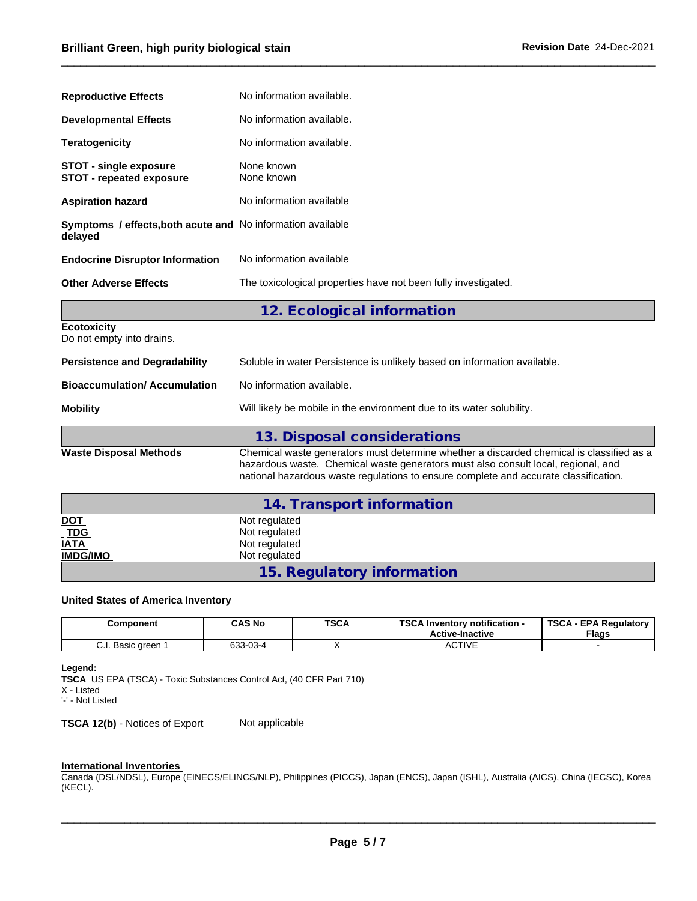**Reproductive Effects** No information available.

**Developmental Effects** No information available.

**Teratogenicity** No information available.

**STOT - single exposure** None known
**STOT - repeated exposure** None known

**Aspiration hazard** No information available

**Symptoms / effects,both acute and delayed** No information available

**Endocrine Disruptor Information** No information available

**Other Adverse Effects** The toxicological properties have not been fully investigated.

## 12. Ecological information

**Ecotoxicity**
Do not empty into drains.

**Persistence and Degradability** Soluble in water Persistence is unlikely based on information available.

**Bioaccumulation/ Accumulation** No information available.

**Mobility** Will likely be mobile in the environment due to its water solubility.

## 13. Disposal considerations

**Waste Disposal Methods** Chemical waste generators must determine whether a discarded chemical is classified as a hazardous waste. Chemical waste generators must also consult local, regional, and national hazardous waste regulations to ensure complete and accurate classification.

## 14. Transport information

**DOT** Not regulated
**TDG** Not regulated
**IATA** Not regulated
**IMDG/IMO** Not regulated

## 15. Regulatory information

**United States of America Inventory**

| Component | CAS No | TSCA | TSCA Inventory notification - Active-Inactive | TSCA - EPA Regulatory Flags |
|---|---|---|---|---|
| C.I. Basic green 1 | 633-03-4 | X | ACTIVE | - |

**Legend:**
**TSCA** US EPA (TSCA) - Toxic Substances Control Act, (40 CFR Part 710)
X - Listed
'-' - Not Listed

**TSCA 12(b)** - Notices of Export Not applicable

**International Inventories**
Canada (DSL/NDSL), Europe (EINECS/ELINCS/NLP), Philippines (PICCS), Japan (ENCS), Japan (ISHL), Australia (AICS), China (IECSC), Korea (KECL).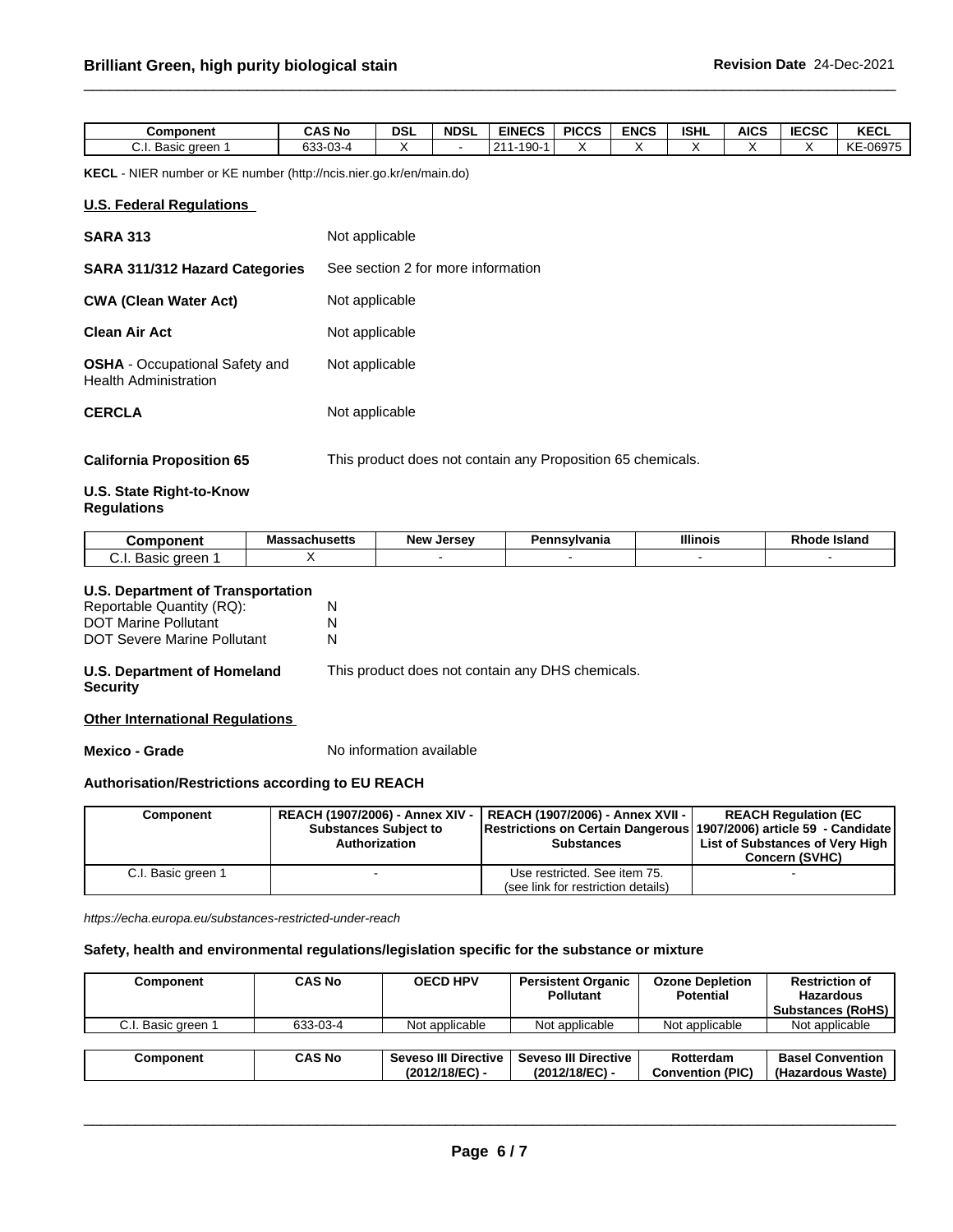| Component | CAS No | DSL | NDSL | EINECS | PICCS | ENCS | ISHL | AICS | IECSC | KECL |
|---|---|---|---|---|---|---|---|---|---|---|
| C.I. Basic green 1 | 633-03-4 | X | - | 211-190-1 | X | X | X | X | X | KE-06975 |

**KECL** - NIER number or KE number (http://ncis.nier.go.kr/en/main.do)

**U.S. Federal Regulations**

**SARA 313** Not applicable

**SARA 311/312 Hazard Categories** See section 2 for more information

**CWA (Clean Water Act)** Not applicable

**Clean Air Act** Not applicable

**OSHA** - Occupational Safety and Health Administration Not applicable

**CERCLA** Not applicable

**California Proposition 65** This product does not contain any Proposition 65 chemicals.

**U.S. State Right-to-Know Regulations**

| Component | Massachusetts | New Jersey | Pennsylvania | Illinois | Rhode Island |
|---|---|---|---|---|---|
| C.I. Basic green 1 | X | - | - | - | - |

**U.S. Department of Transportation**

Reportable Quantity (RQ): N
DOT Marine Pollutant N
DOT Severe Marine Pollutant N

**U.S. Department of Homeland Security** This product does not contain any DHS chemicals.

**Other International Regulations**

**Mexico - Grade** No information available

**Authorisation/Restrictions according to EU REACH**

| Component | REACH (1907/2006) - Annex XIV - Substances Subject to Authorization | REACH (1907/2006) - Annex XVII - Restrictions on Certain Dangerous Substances | REACH Regulation (EC 1907/2006) article 59 - Candidate List of Substances of Very High Concern (SVHC) |
|---|---|---|---|
| C.I. Basic green 1 | - | Use restricted. See item 75. (see link for restriction details) | - |

*https://echa.europa.eu/substances-restricted-under-reach*

**Safety, health and environmental regulations/legislation specific for the substance or mixture**

| Component | CAS No | OECD HPV | Persistent Organic Pollutant | Ozone Depletion Potential | Restriction of Hazardous Substances (RoHS) |
|---|---|---|---|---|---|
| C.I. Basic green 1 | 633-03-4 | Not applicable | Not applicable | Not applicable | Not applicable |

| Component | CAS No | Seveso III Directive (2012/18/EC) - | Seveso III Directive (2012/18/EC) - | Rotterdam Convention (PIC) | Basel Convention (Hazardous Waste) |
|---|---|---|---|---|---|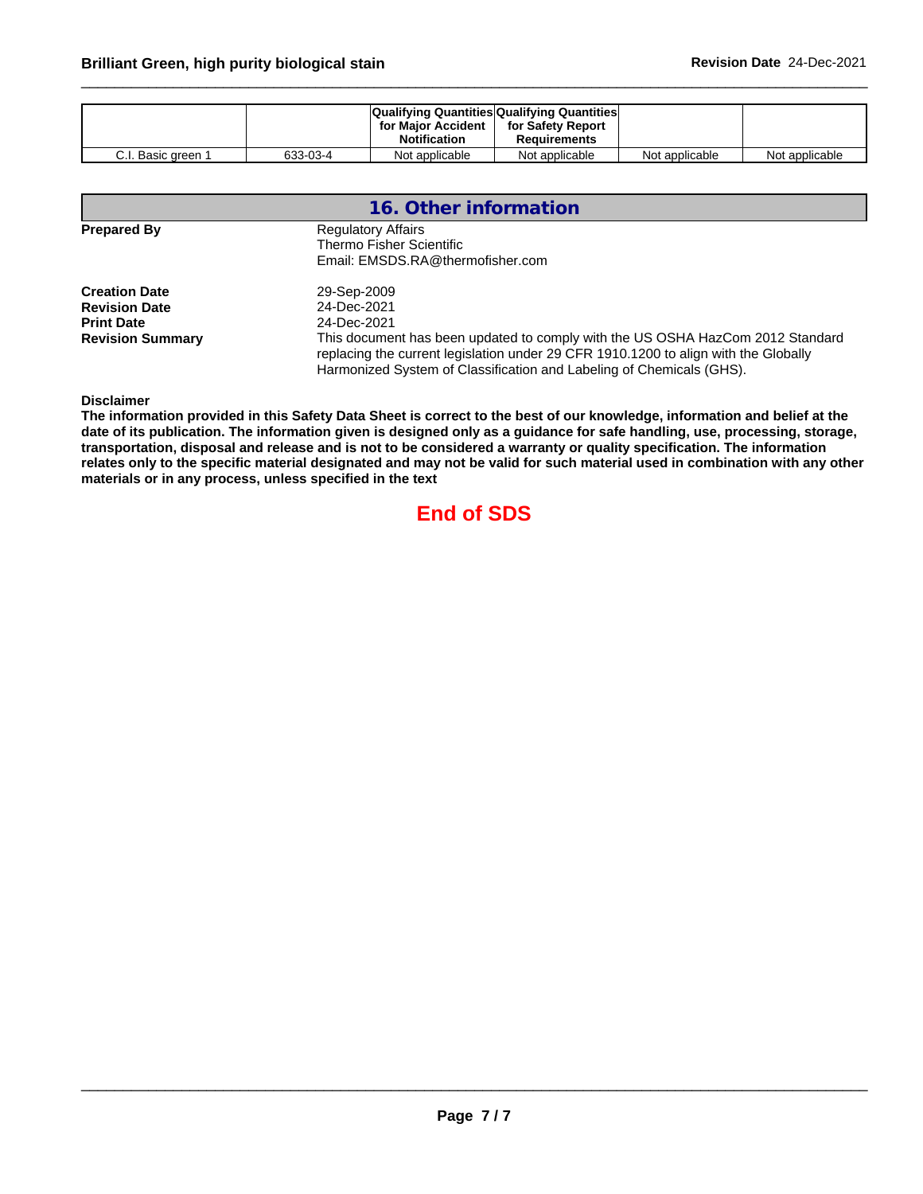| | | Qualifying Quantities for Major Accident Notification | Qualifying Quantities for Safety Report Requirements | | |
|---|---|---|---|---|---|
| C.I. Basic green 1 | 633-03-4 | Not applicable | Not applicable | Not applicable | Not applicable |

## 16. Other information

**Prepared By** Regulatory Affairs
Thermo Fisher Scientific
Email: EMSDS.RA@thermofisher.com

**Creation Date** 29-Sep-2009
**Revision Date** 24-Dec-2021
**Print Date** 24-Dec-2021
**Revision Summary** This document has been updated to comply with the US OSHA HazCom 2012 Standard replacing the current legislation under 29 CFR 1910.1200 to align with the Globally Harmonized System of Classification and Labeling of Chemicals (GHS).

**Disclaimer**
**The information provided in this Safety Data Sheet is correct to the best of our knowledge, information and belief at the date of its publication. The information given is designed only as a guidance for safe handling, use, processing, storage, transportation, disposal and release and is not to be considered a warranty or quality specification. The information relates only to the specific material designated and may not be valid for such material used in combination with any other materials or in any process, unless specified in the text**

**End of SDS**